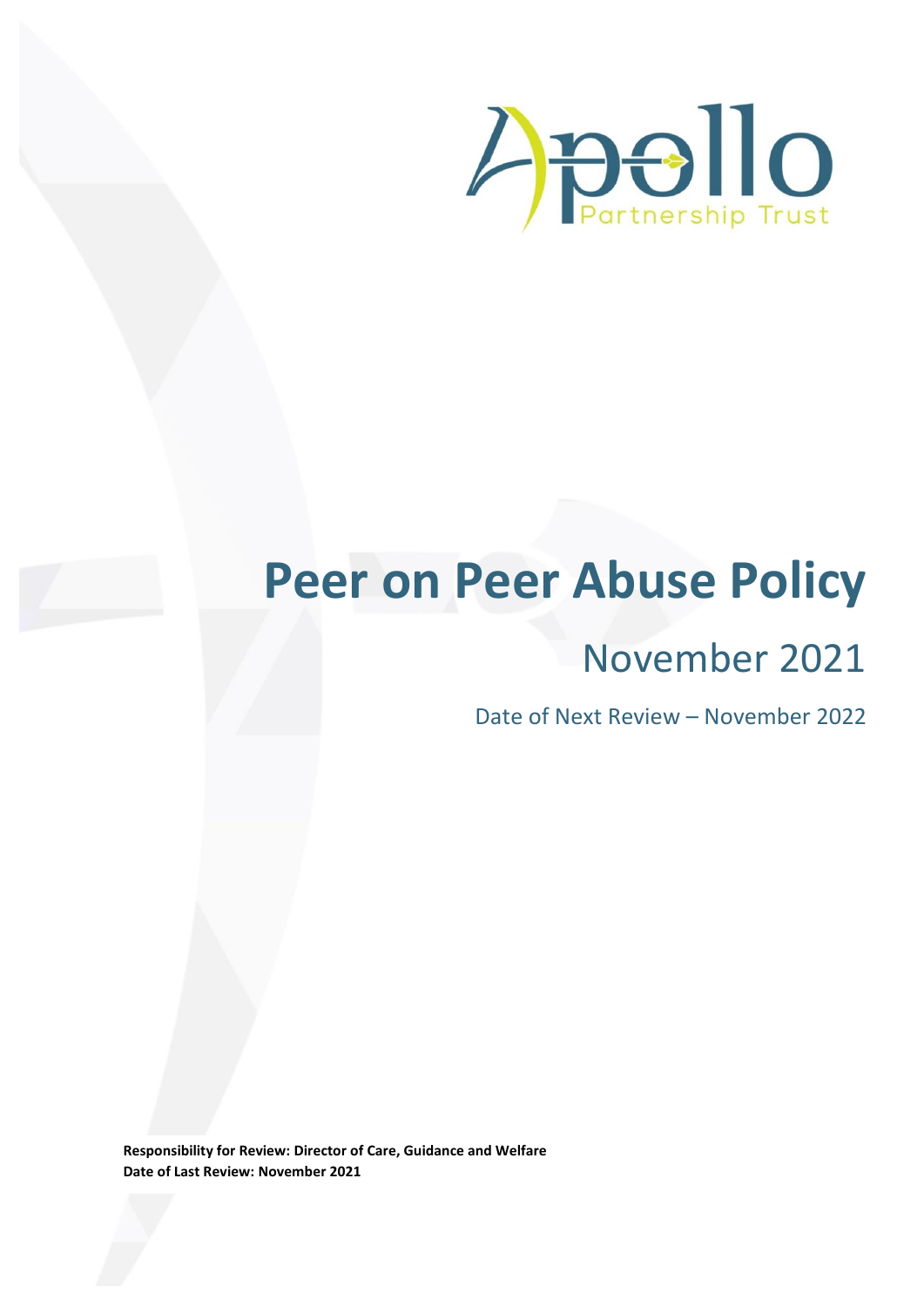Apollo Partnership Trust

# Peer on Peer Abuse Policy

## November 2021

Date of Next Review – November 2022

**Responsibility for Review: Director of Care, Guidance and Welfare**
**Date of Last Review: November 2021**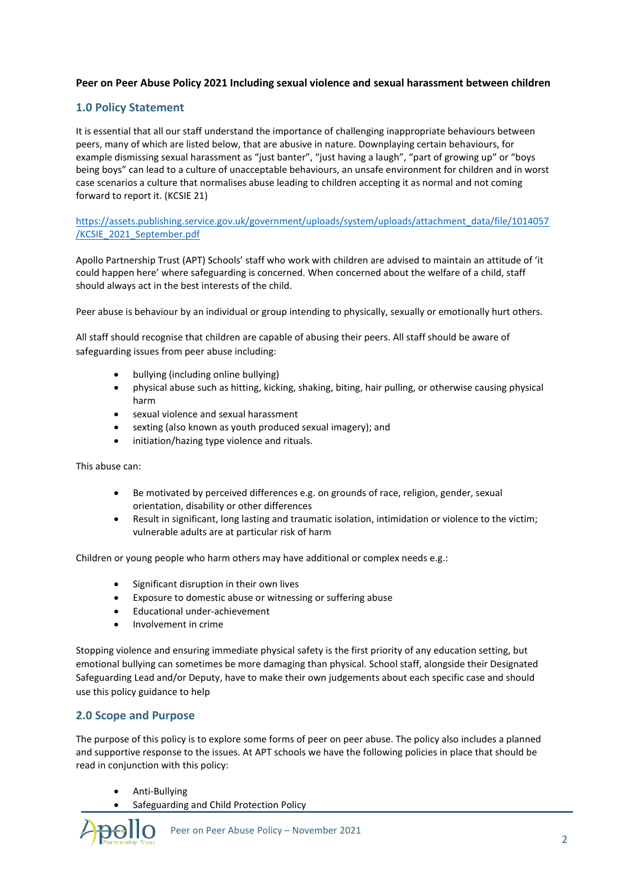**Peer on Peer Abuse Policy 2021 Including sexual violence and sexual harassment between children**

## 1.0 Policy Statement

It is essential that all our staff understand the importance of challenging inappropriate behaviours between peers, many of which are listed below, that are abusive in nature. Downplaying certain behaviours, for example dismissing sexual harassment as "just banter", "just having a laugh", "part of growing up" or "boys being boys" can lead to a culture of unacceptable behaviours, an unsafe environment for children and in worst case scenarios a culture that normalises abuse leading to children accepting it as normal and not coming forward to report it. (KCSIE 21)

https://assets.publishing.service.gov.uk/government/uploads/system/uploads/attachment_data/file/1014057/KCSIE_2021_September.pdf

Apollo Partnership Trust (APT) Schools' staff who work with children are advised to maintain an attitude of 'it could happen here' where safeguarding is concerned. When concerned about the welfare of a child, staff should always act in the best interests of the child.

Peer abuse is behaviour by an individual or group intending to physically, sexually or emotionally hurt others.

All staff should recognise that children are capable of abusing their peers. All staff should be aware of safeguarding issues from peer abuse including:

- bullying (including online bullying)
- physical abuse such as hitting, kicking, shaking, biting, hair pulling, or otherwise causing physical harm
- sexual violence and sexual harassment
- sexting (also known as youth produced sexual imagery); and
- initiation/hazing type violence and rituals.

This abuse can:

- Be motivated by perceived differences e.g. on grounds of race, religion, gender, sexual orientation, disability or other differences
- Result in significant, long lasting and traumatic isolation, intimidation or violence to the victim; vulnerable adults are at particular risk of harm

Children or young people who harm others may have additional or complex needs e.g.:

- Significant disruption in their own lives
- Exposure to domestic abuse or witnessing or suffering abuse
- Educational under-achievement
- Involvement in crime

Stopping violence and ensuring immediate physical safety is the first priority of any education setting, but emotional bullying can sometimes be more damaging than physical. School staff, alongside their Designated Safeguarding Lead and/or Deputy, have to make their own judgements about each specific case and should use this policy guidance to help

## 2.0 Scope and Purpose

The purpose of this policy is to explore some forms of peer on peer abuse. The policy also includes a planned and supportive response to the issues. At APT schools we have the following policies in place that should be read in conjunction with this policy:

- Anti-Bullying
- Safeguarding and Child Protection Policy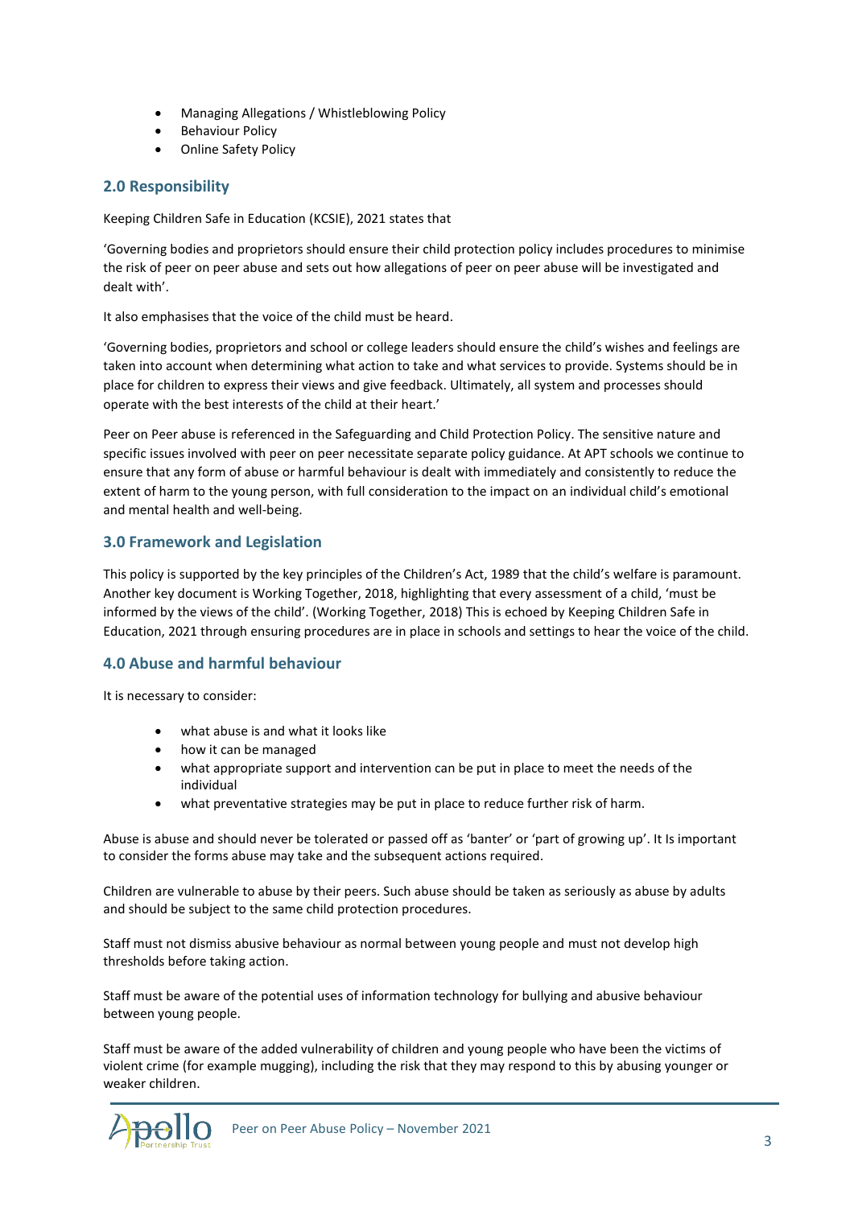- Managing Allegations / Whistleblowing Policy
- Behaviour Policy
- Online Safety Policy

## 2.0 Responsibility

Keeping Children Safe in Education (KCSIE), 2021 states that

'Governing bodies and proprietors should ensure their child protection policy includes procedures to minimise the risk of peer on peer abuse and sets out how allegations of peer on peer abuse will be investigated and dealt with'.

It also emphasises that the voice of the child must be heard.

'Governing bodies, proprietors and school or college leaders should ensure the child's wishes and feelings are taken into account when determining what action to take and what services to provide. Systems should be in place for children to express their views and give feedback. Ultimately, all system and processes should operate with the best interests of the child at their heart.'

Peer on Peer abuse is referenced in the Safeguarding and Child Protection Policy. The sensitive nature and specific issues involved with peer on peer necessitate separate policy guidance. At APT schools we continue to ensure that any form of abuse or harmful behaviour is dealt with immediately and consistently to reduce the extent of harm to the young person, with full consideration to the impact on an individual child's emotional and mental health and well-being.

## 3.0 Framework and Legislation

This policy is supported by the key principles of the Children's Act, 1989 that the child's welfare is paramount. Another key document is Working Together, 2018, highlighting that every assessment of a child, 'must be informed by the views of the child'. (Working Together, 2018) This is echoed by Keeping Children Safe in Education, 2021 through ensuring procedures are in place in schools and settings to hear the voice of the child.

## 4.0 Abuse and harmful behaviour

It is necessary to consider:

- what abuse is and what it looks like
- how it can be managed
- what appropriate support and intervention can be put in place to meet the needs of the individual
- what preventative strategies may be put in place to reduce further risk of harm.

Abuse is abuse and should never be tolerated or passed off as 'banter' or 'part of growing up'. It Is important to consider the forms abuse may take and the subsequent actions required.

Children are vulnerable to abuse by their peers. Such abuse should be taken as seriously as abuse by adults and should be subject to the same child protection procedures.

Staff must not dismiss abusive behaviour as normal between young people and must not develop high thresholds before taking action.

Staff must be aware of the potential uses of information technology for bullying and abusive behaviour between young people.

Staff must be aware of the added vulnerability of children and young people who have been the victims of violent crime (for example mugging), including the risk that they may respond to this by abusing younger or weaker children.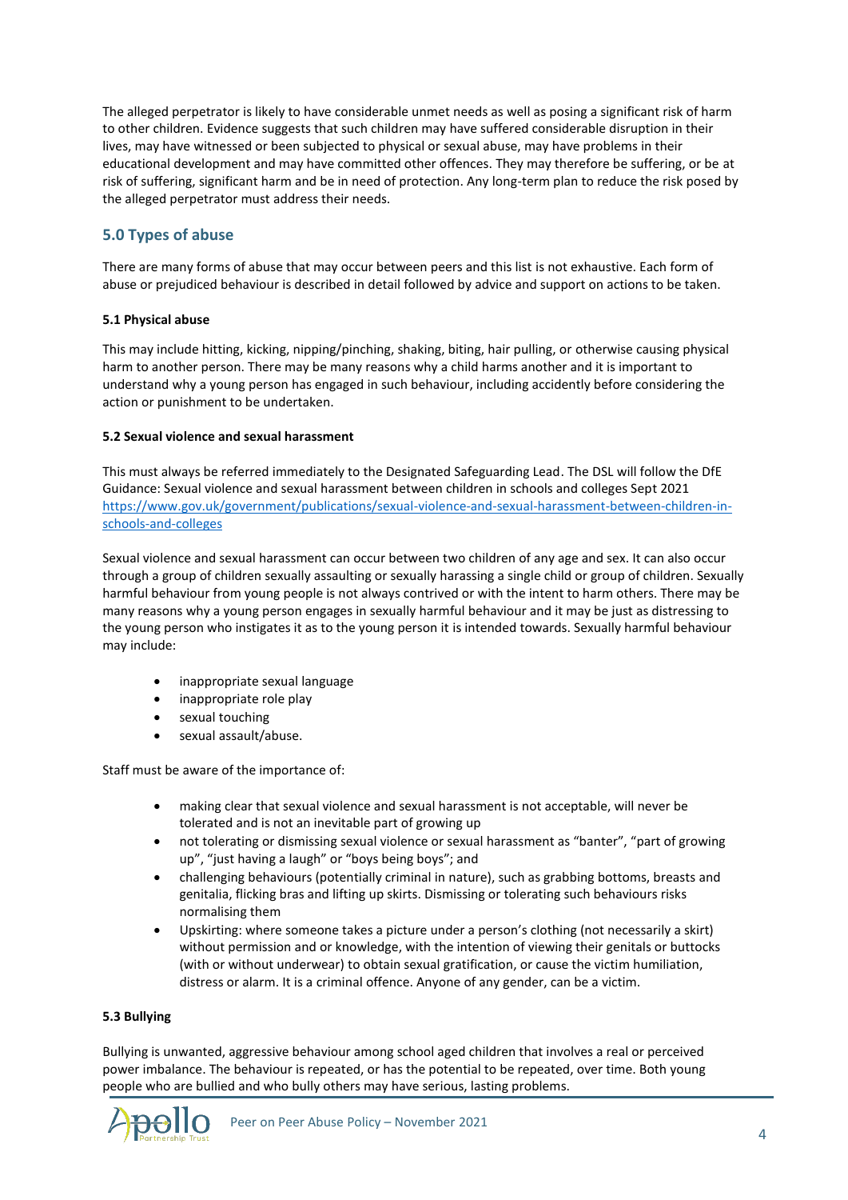The alleged perpetrator is likely to have considerable unmet needs as well as posing a significant risk of harm to other children. Evidence suggests that such children may have suffered considerable disruption in their lives, may have witnessed or been subjected to physical or sexual abuse, may have problems in their educational development and may have committed other offences. They may therefore be suffering, or be at risk of suffering, significant harm and be in need of protection. Any long-term plan to reduce the risk posed by the alleged perpetrator must address their needs.

## 5.0 Types of abuse

There are many forms of abuse that may occur between peers and this list is not exhaustive. Each form of abuse or prejudiced behaviour is described in detail followed by advice and support on actions to be taken.

### 5.1 Physical abuse

This may include hitting, kicking, nipping/pinching, shaking, biting, hair pulling, or otherwise causing physical harm to another person. There may be many reasons why a child harms another and it is important to understand why a young person has engaged in such behaviour, including accidently before considering the action or punishment to be undertaken.

### 5.2 Sexual violence and sexual harassment

This must always be referred immediately to the Designated Safeguarding Lead. The DSL will follow the DfE Guidance: Sexual violence and sexual harassment between children in schools and colleges Sept 2021 https://www.gov.uk/government/publications/sexual-violence-and-sexual-harassment-between-children-in-schools-and-colleges

Sexual violence and sexual harassment can occur between two children of any age and sex. It can also occur through a group of children sexually assaulting or sexually harassing a single child or group of children. Sexually harmful behaviour from young people is not always contrived or with the intent to harm others. There may be many reasons why a young person engages in sexually harmful behaviour and it may be just as distressing to the young person who instigates it as to the young person it is intended towards. Sexually harmful behaviour may include:

- inappropriate sexual language
- inappropriate role play
- sexual touching
- sexual assault/abuse.

Staff must be aware of the importance of:

- making clear that sexual violence and sexual harassment is not acceptable, will never be tolerated and is not an inevitable part of growing up
- not tolerating or dismissing sexual violence or sexual harassment as "banter", "part of growing up", "just having a laugh" or "boys being boys"; and
- challenging behaviours (potentially criminal in nature), such as grabbing bottoms, breasts and genitalia, flicking bras and lifting up skirts. Dismissing or tolerating such behaviours risks normalising them
- Upskirting: where someone takes a picture under a person's clothing (not necessarily a skirt) without permission and or knowledge, with the intention of viewing their genitals or buttocks (with or without underwear) to obtain sexual gratification, or cause the victim humiliation, distress or alarm. It is a criminal offence. Anyone of any gender, can be a victim.

### 5.3 Bullying

Bullying is unwanted, aggressive behaviour among school aged children that involves a real or perceived power imbalance. The behaviour is repeated, or has the potential to be repeated, over time. Both young people who are bullied and who bully others may have serious, lasting problems.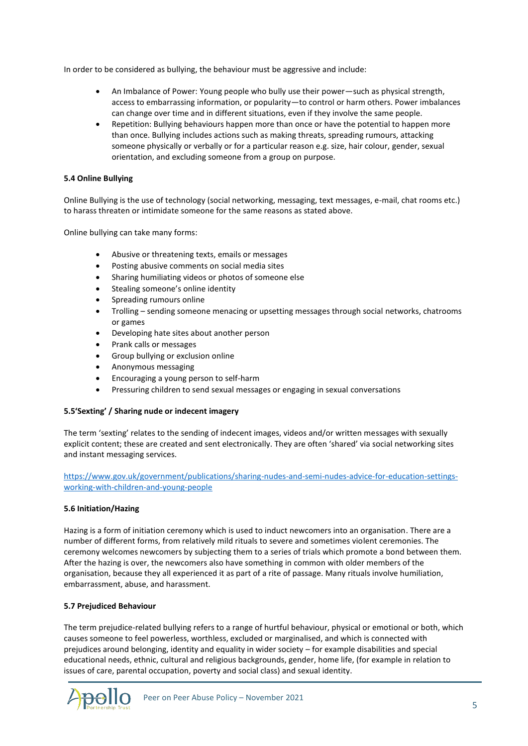In order to be considered as bullying, the behaviour must be aggressive and include:

- An Imbalance of Power: Young people who bully use their power—such as physical strength, access to embarrassing information, or popularity—to control or harm others. Power imbalances can change over time and in different situations, even if they involve the same people.
- Repetition: Bullying behaviours happen more than once or have the potential to happen more than once. Bullying includes actions such as making threats, spreading rumours, attacking someone physically or verbally or for a particular reason e.g. size, hair colour, gender, sexual orientation, and excluding someone from a group on purpose.

#### 5.4 Online Bullying

Online Bullying is the use of technology (social networking, messaging, text messages, e-mail, chat rooms etc.) to harass threaten or intimidate someone for the same reasons as stated above.

Online bullying can take many forms:

- Abusive or threatening texts, emails or messages
- Posting abusive comments on social media sites
- Sharing humiliating videos or photos of someone else
- Stealing someone's online identity
- Spreading rumours online
- Trolling – sending someone menacing or upsetting messages through social networks, chatrooms or games
- Developing hate sites about another person
- Prank calls or messages
- Group bullying or exclusion online
- Anonymous messaging
- Encouraging a young person to self-harm
- Pressuring children to send sexual messages or engaging in sexual conversations

#### 5.5'Sexting' / Sharing nude or indecent imagery

The term 'sexting' relates to the sending of indecent images, videos and/or written messages with sexually explicit content; these are created and sent electronically. They are often 'shared' via social networking sites and instant messaging services.

https://www.gov.uk/government/publications/sharing-nudes-and-semi-nudes-advice-for-education-settings-working-with-children-and-young-people

#### 5.6 Initiation/Hazing

Hazing is a form of initiation ceremony which is used to induct newcomers into an organisation. There are a number of different forms, from relatively mild rituals to severe and sometimes violent ceremonies. The ceremony welcomes newcomers by subjecting them to a series of trials which promote a bond between them. After the hazing is over, the newcomers also have something in common with older members of the organisation, because they all experienced it as part of a rite of passage. Many rituals involve humiliation, embarrassment, abuse, and harassment.

#### 5.7 Prejudiced Behaviour

The term prejudice-related bullying refers to a range of hurtful behaviour, physical or emotional or both, which causes someone to feel powerless, worthless, excluded or marginalised, and which is connected with prejudices around belonging, identity and equality in wider society – for example disabilities and special educational needs, ethnic, cultural and religious backgrounds, gender, home life, (for example in relation to issues of care, parental occupation, poverty and social class) and sexual identity.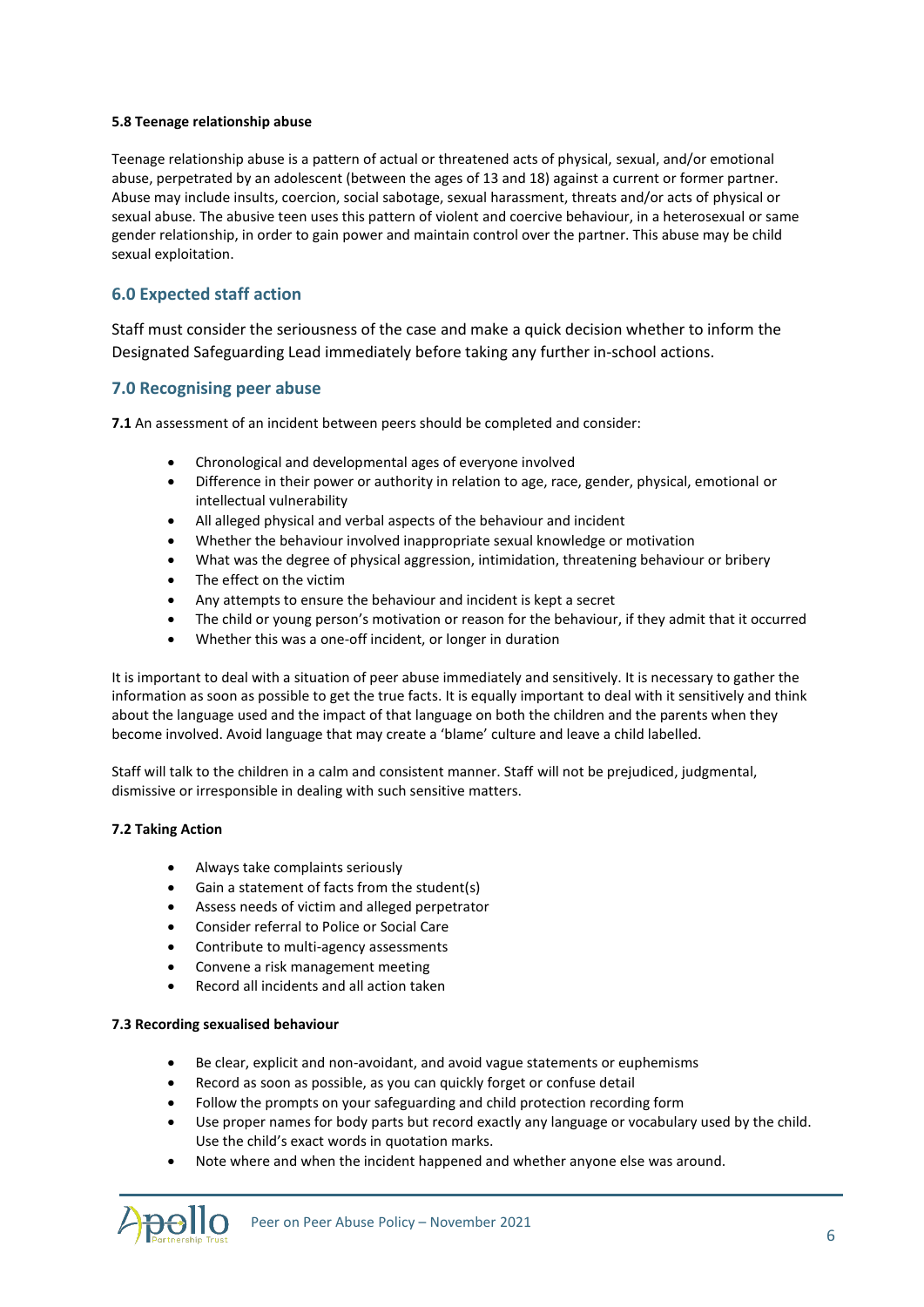#### 5.8 Teenage relationship abuse

Teenage relationship abuse is a pattern of actual or threatened acts of physical, sexual, and/or emotional abuse, perpetrated by an adolescent (between the ages of 13 and 18) against a current or former partner. Abuse may include insults, coercion, social sabotage, sexual harassment, threats and/or acts of physical or sexual abuse. The abusive teen uses this pattern of violent and coercive behaviour, in a heterosexual or same gender relationship, in order to gain power and maintain control over the partner. This abuse may be child sexual exploitation.

## 6.0 Expected staff action

Staff must consider the seriousness of the case and make a quick decision whether to inform the Designated Safeguarding Lead immediately before taking any further in-school actions.

## 7.0 Recognising peer abuse

**7.1** An assessment of an incident between peers should be completed and consider:

- Chronological and developmental ages of everyone involved
- Difference in their power or authority in relation to age, race, gender, physical, emotional or intellectual vulnerability
- All alleged physical and verbal aspects of the behaviour and incident
- Whether the behaviour involved inappropriate sexual knowledge or motivation
- What was the degree of physical aggression, intimidation, threatening behaviour or bribery
- The effect on the victim
- Any attempts to ensure the behaviour and incident is kept a secret
- The child or young person's motivation or reason for the behaviour, if they admit that it occurred
- Whether this was a one-off incident, or longer in duration

It is important to deal with a situation of peer abuse immediately and sensitively. It is necessary to gather the information as soon as possible to get the true facts. It is equally important to deal with it sensitively and think about the language used and the impact of that language on both the children and the parents when they become involved. Avoid language that may create a 'blame' culture and leave a child labelled.

Staff will talk to the children in a calm and consistent manner. Staff will not be prejudiced, judgmental, dismissive or irresponsible in dealing with such sensitive matters.

#### 7.2 Taking Action

- Always take complaints seriously
- Gain a statement of facts from the student(s)
- Assess needs of victim and alleged perpetrator
- Consider referral to Police or Social Care
- Contribute to multi-agency assessments
- Convene a risk management meeting
- Record all incidents and all action taken

#### 7.3 Recording sexualised behaviour

- Be clear, explicit and non-avoidant, and avoid vague statements or euphemisms
- Record as soon as possible, as you can quickly forget or confuse detail
- Follow the prompts on your safeguarding and child protection recording form
- Use proper names for body parts but record exactly any language or vocabulary used by the child. Use the child's exact words in quotation marks.
- Note where and when the incident happened and whether anyone else was around.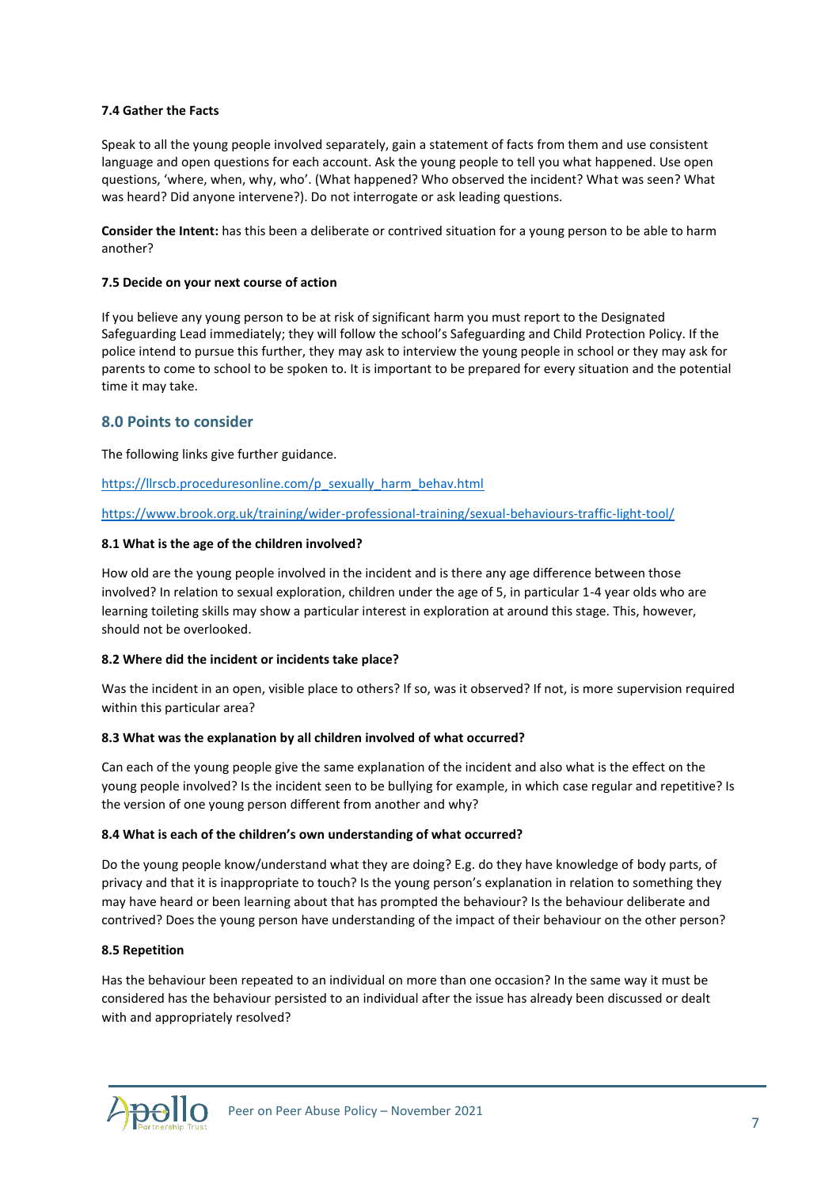**7.4 Gather the Facts**

Speak to all the young people involved separately, gain a statement of facts from them and use consistent language and open questions for each account. Ask the young people to tell you what happened. Use open questions, 'where, when, why, who'. (What happened? Who observed the incident? What was seen? What was heard? Did anyone intervene?). Do not interrogate or ask leading questions.

**Consider the Intent:** has this been a deliberate or contrived situation for a young person to be able to harm another?

**7.5 Decide on your next course of action**

If you believe any young person to be at risk of significant harm you must report to the Designated Safeguarding Lead immediately; they will follow the school's Safeguarding and Child Protection Policy. If the police intend to pursue this further, they may ask to interview the young people in school or they may ask for parents to come to school to be spoken to. It is important to be prepared for every situation and the potential time it may take.

## 8.0 Points to consider

The following links give further guidance.

https://llrscb.proceduresonline.com/p_sexually_harm_behav.html

https://www.brook.org.uk/training/wider-professional-training/sexual-behaviours-traffic-light-tool/

**8.1 What is the age of the children involved?**

How old are the young people involved in the incident and is there any age difference between those involved? In relation to sexual exploration, children under the age of 5, in particular 1-4 year olds who are learning toileting skills may show a particular interest in exploration at around this stage. This, however, should not be overlooked.

**8.2 Where did the incident or incidents take place?**

Was the incident in an open, visible place to others? If so, was it observed? If not, is more supervision required within this particular area?

**8.3 What was the explanation by all children involved of what occurred?**

Can each of the young people give the same explanation of the incident and also what is the effect on the young people involved? Is the incident seen to be bullying for example, in which case regular and repetitive? Is the version of one young person different from another and why?

**8.4 What is each of the children's own understanding of what occurred?**

Do the young people know/understand what they are doing? E.g. do they have knowledge of body parts, of privacy and that it is inappropriate to touch? Is the young person's explanation in relation to something they may have heard or been learning about that has prompted the behaviour? Is the behaviour deliberate and contrived? Does the young person have understanding of the impact of their behaviour on the other person?

**8.5 Repetition**

Has the behaviour been repeated to an individual on more than one occasion? In the same way it must be considered has the behaviour persisted to an individual after the issue has already been discussed or dealt with and appropriately resolved?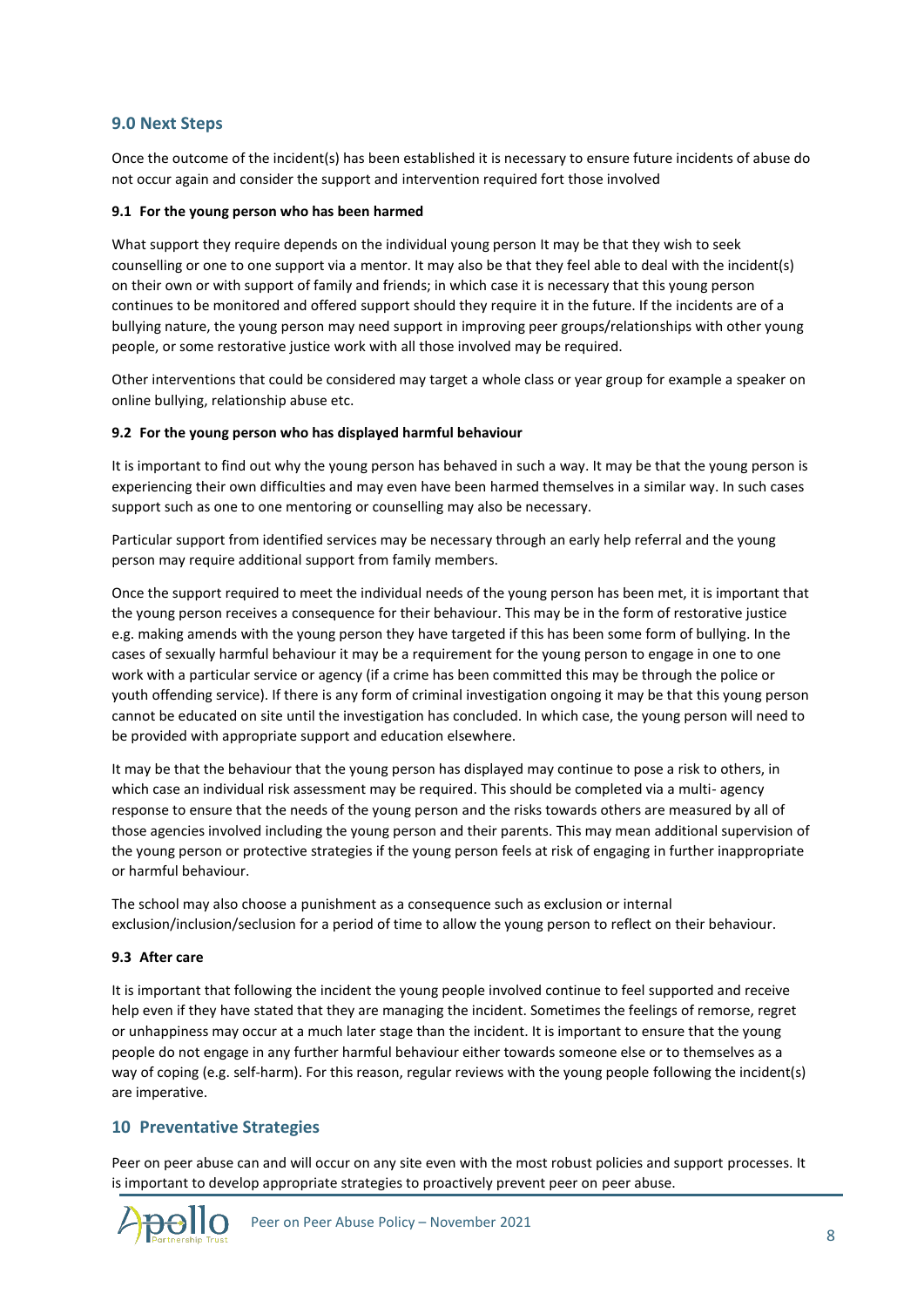## 9.0 Next Steps

Once the outcome of the incident(s) has been established it is necessary to ensure future incidents of abuse do not occur again and consider the support and intervention required fort those involved

### 9.1 For the young person who has been harmed

What support they require depends on the individual young person It may be that they wish to seek counselling or one to one support via a mentor. It may also be that they feel able to deal with the incident(s) on their own or with support of family and friends; in which case it is necessary that this young person continues to be monitored and offered support should they require it in the future. If the incidents are of a bullying nature, the young person may need support in improving peer groups/relationships with other young people, or some restorative justice work with all those involved may be required.

Other interventions that could be considered may target a whole class or year group for example a speaker on online bullying, relationship abuse etc.

### 9.2 For the young person who has displayed harmful behaviour

It is important to find out why the young person has behaved in such a way. It may be that the young person is experiencing their own difficulties and may even have been harmed themselves in a similar way. In such cases support such as one to one mentoring or counselling may also be necessary.

Particular support from identified services may be necessary through an early help referral and the young person may require additional support from family members.

Once the support required to meet the individual needs of the young person has been met, it is important that the young person receives a consequence for their behaviour. This may be in the form of restorative justice e.g. making amends with the young person they have targeted if this has been some form of bullying. In the cases of sexually harmful behaviour it may be a requirement for the young person to engage in one to one work with a particular service or agency (if a crime has been committed this may be through the police or youth offending service). If there is any form of criminal investigation ongoing it may be that this young person cannot be educated on site until the investigation has concluded. In which case, the young person will need to be provided with appropriate support and education elsewhere.

It may be that the behaviour that the young person has displayed may continue to pose a risk to others, in which case an individual risk assessment may be required. This should be completed via a multi- agency response to ensure that the needs of the young person and the risks towards others are measured by all of those agencies involved including the young person and their parents. This may mean additional supervision of the young person or protective strategies if the young person feels at risk of engaging in further inappropriate or harmful behaviour.

The school may also choose a punishment as a consequence such as exclusion or internal exclusion/inclusion/seclusion for a period of time to allow the young person to reflect on their behaviour.

### 9.3 After care

It is important that following the incident the young people involved continue to feel supported and receive help even if they have stated that they are managing the incident. Sometimes the feelings of remorse, regret or unhappiness may occur at a much later stage than the incident. It is important to ensure that the young people do not engage in any further harmful behaviour either towards someone else or to themselves as a way of coping (e.g. self-harm). For this reason, regular reviews with the young people following the incident(s) are imperative.

## 10 Preventative Strategies

Peer on peer abuse can and will occur on any site even with the most robust policies and support processes. It is important to develop appropriate strategies to proactively prevent peer on peer abuse.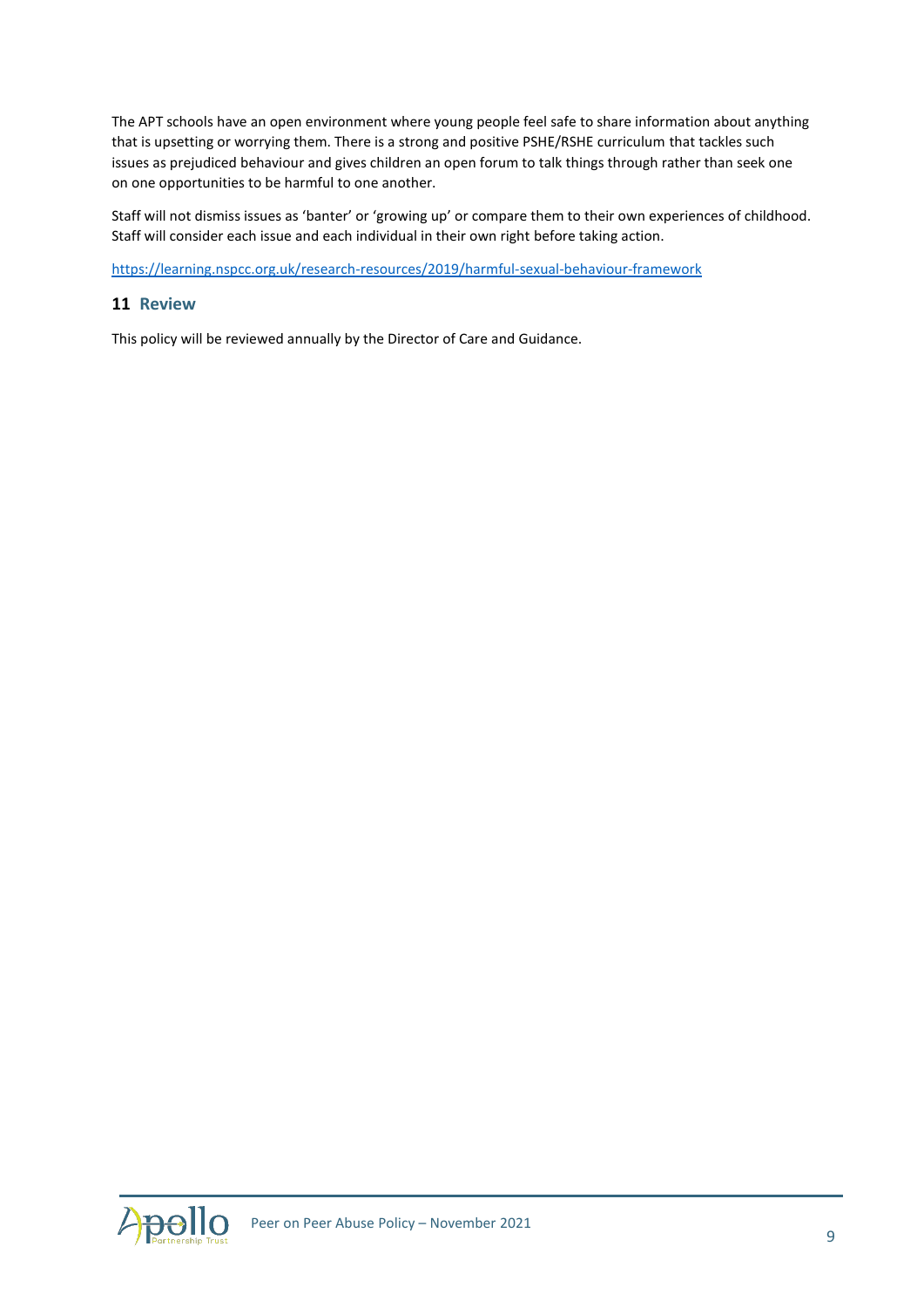The APT schools have an open environment where young people feel safe to share information about anything that is upsetting or worrying them. There is a strong and positive PSHE/RSHE curriculum that tackles such issues as prejudiced behaviour and gives children an open forum to talk things through rather than seek one on one opportunities to be harmful to one another.

Staff will not dismiss issues as 'banter' or 'growing up' or compare them to their own experiences of childhood. Staff will consider each issue and each individual in their own right before taking action.

https://learning.nspcc.org.uk/research-resources/2019/harmful-sexual-behaviour-framework

## 11 Review

This policy will be reviewed annually by the Director of Care and Guidance.